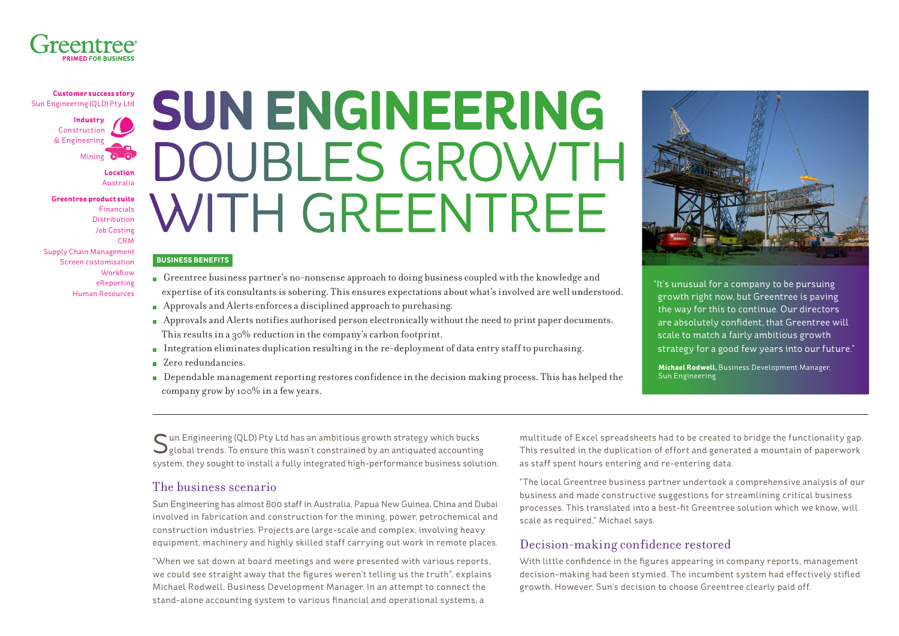Greentree
PRIMED FOR BUSINESS

**Customer success story**
Sun Engineering (QLD) Pty Ltd

**Industry**
Construction & Engineering
Mining

**Location**
Australia

**Greentree product suite**
Financials
Distribution
Job Costing
CRM
Supply Chain Management
Screen customisation
Workflow
eReporting
Human Resources

# SUN ENGINEERING DOUBLES GROWTH WITH GREENTREE

**BUSINESS BENEFITS**

- Greentree business partner's no-nonsense approach to doing business coupled with the knowledge and expertise of its consultants is sobering. This ensures expectations about what's involved are well understood.
- Approvals and Alerts enforces a disciplined approach to purchasing.
- Approvals and Alerts notifies authorised person electronically without the need to print paper documents. This results in a 30% reduction in the company's carbon footprint.
- Integration eliminates duplication resulting in the re-deployment of data entry staff to purchasing.
- Zero redundancies.
- Dependable management reporting restores confidence in the decision making process. This has helped the company grow by 100% in a few years.

"It's unusual for a company to be pursuing growth right now, but Greentree is paving the way for this to continue. Our directors are absolutely confident, that Greentree will scale to match a fairly ambitious growth strategy for a good few years into our future."

**Michael Rodwell,** Business Development Manager, Sun Engineering

Sun Engineering (QLD) Pty Ltd has an ambitious growth strategy which bucks global trends. To ensure this wasn't constrained by an antiquated accounting system, they sought to install a fully integrated high-performance business solution.

## The business scenario

Sun Engineering has almost 800 staff in Australia, Papua New Guinea, China and Dubai involved in fabrication and construction for the mining, power, petrochemical and construction industries. Projects are large-scale and complex, involving heavy equipment, machinery and highly skilled staff carrying out work in remote places.

"When we sat down at board meetings and were presented with various reports, we could see straight away that the figures weren't telling us the truth", explains Michael Rodwell, Business Development Manager. In an attempt to connect the stand-alone accounting system to various financial and operational systems, a multitude of Excel spreadsheets had to be created to bridge the functionality gap. This resulted in the duplication of effort and generated a mountain of paperwork as staff spent hours entering and re-entering data.

"The local Greentree business partner undertook a comprehensive analysis of our business and made constructive suggestions for streamlining critical business processes. This translated into a best-fit Greentree solution which we know, will scale as required," Michael says.

## Decision-making confidence restored

With little confidence in the figures appearing in company reports, management decision-making had been stymied. The incumbent system had effectively stifled growth. However, Sun's decision to choose Greentree clearly paid off.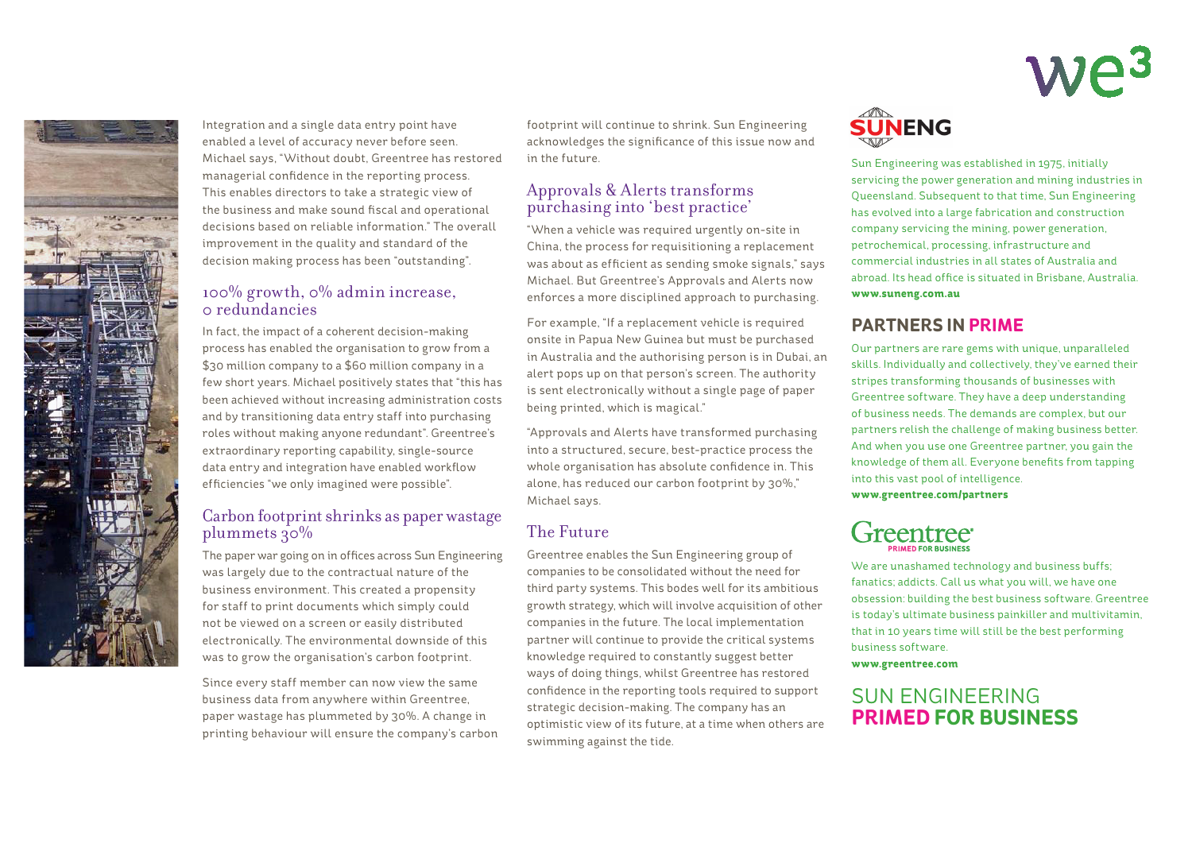Integration and a single data entry point have enabled a level of accuracy never before seen. Michael says, "Without doubt, Greentree has restored managerial confidence in the reporting process. This enables directors to take a strategic view of the business and make sound fiscal and operational decisions based on reliable information." The overall improvement in the quality and standard of the decision making process has been "outstanding".

## 100% growth, 0% admin increase, 0 redundancies

In fact, the impact of a coherent decision-making process has enabled the organisation to grow from a $30 million company to a $60 million company in a few short years. Michael positively states that "this has been achieved without increasing administration costs and by transitioning data entry staff into purchasing roles without making anyone redundant". Greentree's extraordinary reporting capability, single-source data entry and integration have enabled workflow efficiencies "we only imagined were possible".

## Carbon footprint shrinks as paper wastage plummets 30%

The paper war going on in offices across Sun Engineering was largely due to the contractual nature of the business environment. This created a propensity for staff to print documents which simply could not be viewed on a screen or easily distributed electronically. The environmental downside of this was to grow the organisation's carbon footprint.

Since every staff member can now view the same business data from anywhere within Greentree, paper wastage has plummeted by 30%. A change in printing behaviour will ensure the company's carbon footprint will continue to shrink. Sun Engineering acknowledges the significance of this issue now and in the future.

## Approvals & Alerts transforms purchasing into 'best practice'

"When a vehicle was required urgently on-site in China, the process for requisitioning a replacement was about as efficient as sending smoke signals," says Michael. But Greentree's Approvals and Alerts now enforces a more disciplined approach to purchasing.

For example, "If a replacement vehicle is required onsite in Papua New Guinea but must be purchased in Australia and the authorising person is in Dubai, an alert pops up on that person's screen. The authority is sent electronically without a single page of paper being printed, which is magical."

"Approvals and Alerts have transformed purchasing into a structured, secure, best-practice process the whole organisation has absolute confidence in. This alone, has reduced our carbon footprint by 30%," Michael says.

## The Future

Greentree enables the Sun Engineering group of companies to be consolidated without the need for third party systems. This bodes well for its ambitious growth strategy, which will involve acquisition of other companies in the future. The local implementation partner will continue to provide the critical systems knowledge required to constantly suggest better ways of doing things, whilst Greentree has restored confidence in the reporting tools required to support strategic decision-making. The company has an optimistic view of its future, at a time when others are swimming against the tide.

**SUNENG**

Sun Engineering was established in 1975, initially servicing the power generation and mining industries in Queensland. Subsequent to that time, Sun Engineering has evolved into a large fabrication and construction company servicing the mining, power generation, petrochemical, processing, infrastructure and commercial industries in all states of Australia and abroad. Its head office is situated in Brisbane, Australia.
**www.suneng.com.au**

## PARTNERS IN PRIME

Our partners are rare gems with unique, unparalleled skills. Individually and collectively, they've earned their stripes transforming thousands of businesses with Greentree software. They have a deep understanding of business needs. The demands are complex, but our partners relish the challenge of making business better. And when you use one Greentree partner, you gain the knowledge of them all. Everyone benefits from tapping into this vast pool of intelligence.
**www.greentree.com/partners**

**Greentree** PRIMED FOR BUSINESS

We are unashamed technology and business buffs; fanatics; addicts. Call us what you will, we have one obsession: building the best business software. Greentree is today's ultimate business painkiller and multivitamin, that in 10 years time will still be the best performing business software.
**www.greentree.com**

## SUN ENGINEERING **PRIMED FOR BUSINESS**